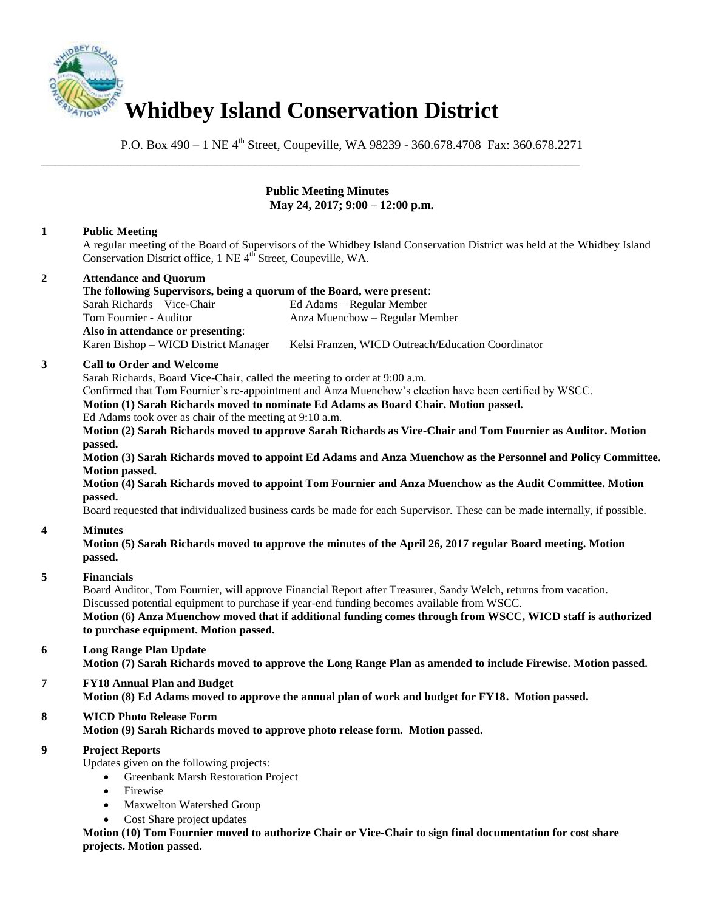# Whidbey Island Conservation District

P.O. Box 490 – 1 NE 4th Street, Coupeville, WA 98239 - 360.678.4708 Fax: 360.678.2271

---

**Public Meeting Minutes**
**May 24, 2017; 9:00 – 12:00 p.m.**

**1 Public Meeting**

A regular meeting of the Board of Supervisors of the Whidbey Island Conservation District was held at the Whidbey Island Conservation District office, 1 NE 4th Street, Coupeville, WA.

**2 Attendance and Quorum**

**The following Supervisors, being a quorum of the Board, were present**:

| | |
|---|---|
| Sarah Richards – Vice-Chair | Ed Adams – Regular Member |
| Tom Fournier - Auditor | Anza Muenchow – Regular Member |
| **Also in attendance or presenting**: | |
| Karen Bishop – WICD District Manager | Kelsi Franzen, WICD Outreach/Education Coordinator |

**3 Call to Order and Welcome**

Sarah Richards, Board Vice-Chair, called the meeting to order at 9:00 a.m.

Confirmed that Tom Fournier's re-appointment and Anza Muenchow's election have been certified by WSCC.

**Motion (1) Sarah Richards moved to nominate Ed Adams as Board Chair. Motion passed.**

Ed Adams took over as chair of the meeting at 9:10 a.m.

**Motion (2) Sarah Richards moved to approve Sarah Richards as Vice-Chair and Tom Fournier as Auditor. Motion passed.**

**Motion (3) Sarah Richards moved to appoint Ed Adams and Anza Muenchow as the Personnel and Policy Committee. Motion passed.**

**Motion (4) Sarah Richards moved to appoint Tom Fournier and Anza Muenchow as the Audit Committee. Motion passed.**

Board requested that individualized business cards be made for each Supervisor. These can be made internally, if possible.

**4 Minutes**

**Motion (5) Sarah Richards moved to approve the minutes of the April 26, 2017 regular Board meeting. Motion passed.**

**5 Financials**

Board Auditor, Tom Fournier, will approve Financial Report after Treasurer, Sandy Welch, returns from vacation.

Discussed potential equipment to purchase if year-end funding becomes available from WSCC.

**Motion (6) Anza Muenchow moved that if additional funding comes through from WSCC, WICD staff is authorized to purchase equipment. Motion passed.**

**6 Long Range Plan Update**

**Motion (7) Sarah Richards moved to approve the Long Range Plan as amended to include Firewise. Motion passed.**

**7 FY18 Annual Plan and Budget**

**Motion (8) Ed Adams moved to approve the annual plan of work and budget for FY18. Motion passed.**

**8 WICD Photo Release Form**

**Motion (9) Sarah Richards moved to approve photo release form. Motion passed.**

**9 Project Reports**

Updates given on the following projects:

- Greenbank Marsh Restoration Project
- Firewise
- Maxwelton Watershed Group
- Cost Share project updates

**Motion (10) Tom Fournier moved to authorize Chair or Vice-Chair to sign final documentation for cost share projects. Motion passed.**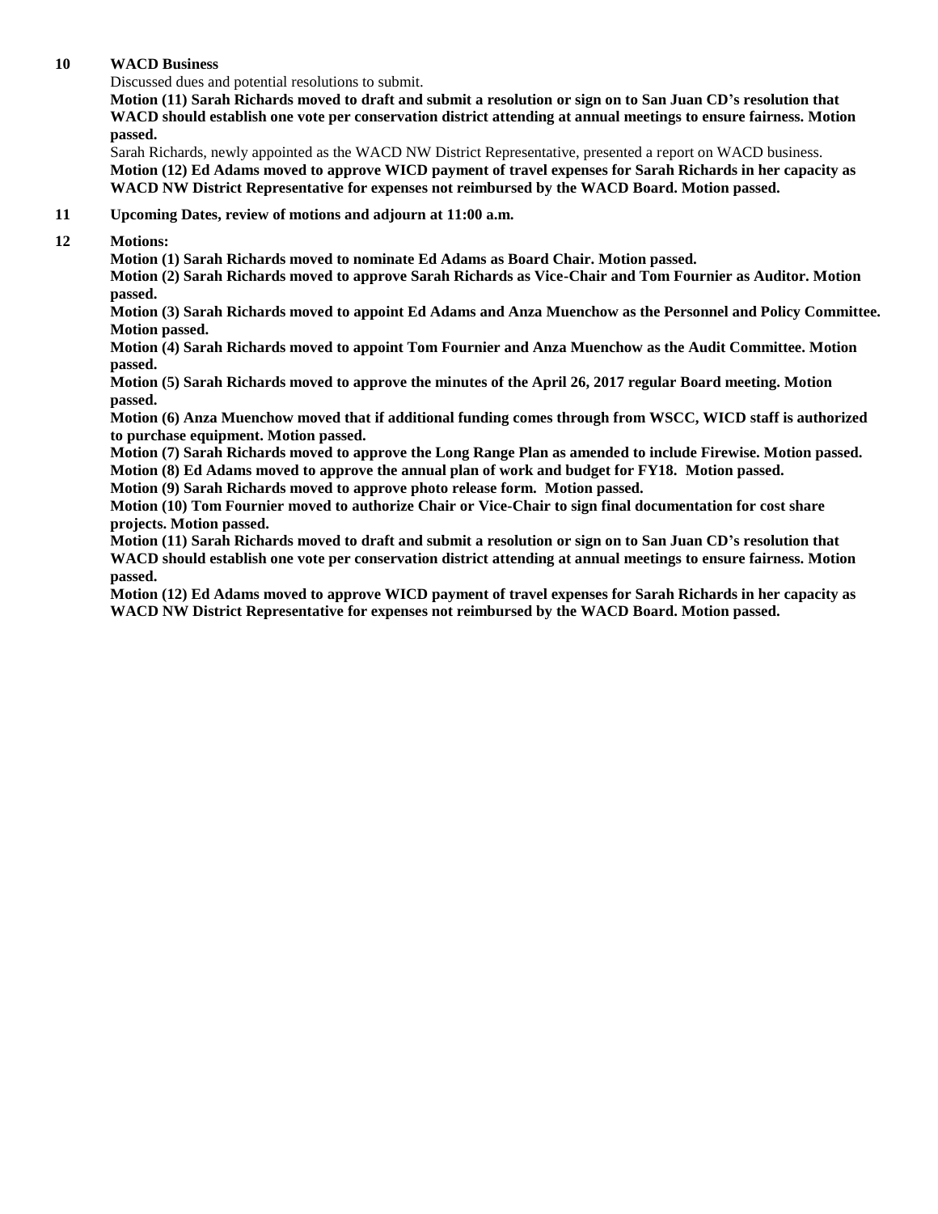**10 WACD Business**

Discussed dues and potential resolutions to submit.

**Motion (11) Sarah Richards moved to draft and submit a resolution or sign on to San Juan CD's resolution that WACD should establish one vote per conservation district attending at annual meetings to ensure fairness. Motion passed.**

Sarah Richards, newly appointed as the WACD NW District Representative, presented a report on WACD business.

**Motion (12) Ed Adams moved to approve WICD payment of travel expenses for Sarah Richards in her capacity as WACD NW District Representative for expenses not reimbursed by the WACD Board. Motion passed.**

**11 Upcoming Dates, review of motions and adjourn at 11:00 a.m.**

**12 Motions:**

**Motion (1) Sarah Richards moved to nominate Ed Adams as Board Chair. Motion passed.**

**Motion (2) Sarah Richards moved to approve Sarah Richards as Vice-Chair and Tom Fournier as Auditor. Motion passed.**

**Motion (3) Sarah Richards moved to appoint Ed Adams and Anza Muenchow as the Personnel and Policy Committee. Motion passed.**

**Motion (4) Sarah Richards moved to appoint Tom Fournier and Anza Muenchow as the Audit Committee. Motion passed.**

**Motion (5) Sarah Richards moved to approve the minutes of the April 26, 2017 regular Board meeting. Motion passed.**

**Motion (6) Anza Muenchow moved that if additional funding comes through from WSCC, WICD staff is authorized to purchase equipment. Motion passed.**

**Motion (7) Sarah Richards moved to approve the Long Range Plan as amended to include Firewise. Motion passed.**

**Motion (8) Ed Adams moved to approve the annual plan of work and budget for FY18. Motion passed.**

**Motion (9) Sarah Richards moved to approve photo release form. Motion passed.**

**Motion (10) Tom Fournier moved to authorize Chair or Vice-Chair to sign final documentation for cost share projects. Motion passed.**

**Motion (11) Sarah Richards moved to draft and submit a resolution or sign on to San Juan CD's resolution that WACD should establish one vote per conservation district attending at annual meetings to ensure fairness. Motion passed.**

**Motion (12) Ed Adams moved to approve WICD payment of travel expenses for Sarah Richards in her capacity as WACD NW District Representative for expenses not reimbursed by the WACD Board. Motion passed.**